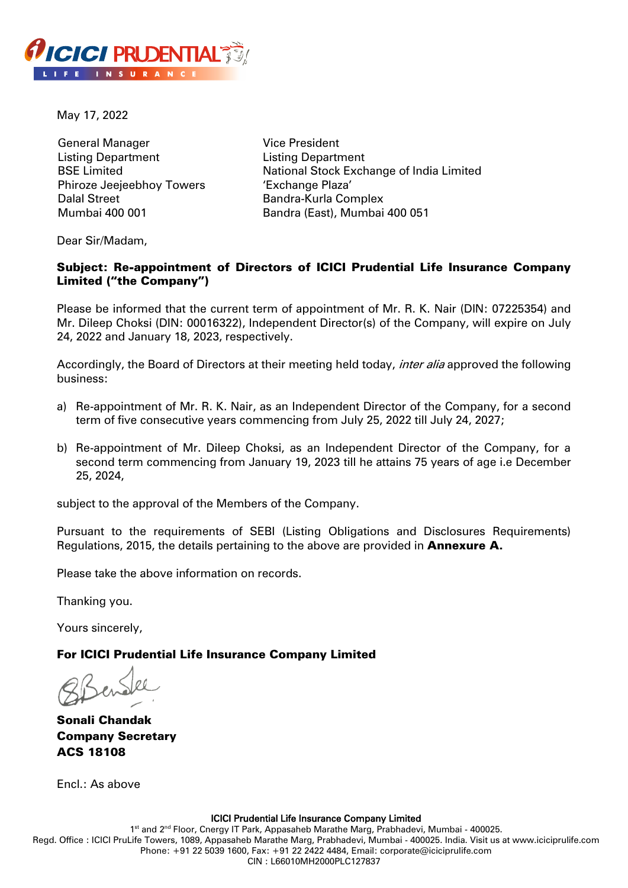May 17, 2022

General Manager
Listing Department
BSE Limited
Phiroze Jeejeebhoy Towers
Dalal Street
Mumbai 400 001

Vice President
Listing Department
National Stock Exchange of India Limited
'Exchange Plaza'
Bandra-Kurla Complex
Bandra (East), Mumbai 400 051

Dear Sir/Madam,

**Subject: Re-appointment of Directors of ICICI Prudential Life Insurance Company Limited ("the Company")**

Please be informed that the current term of appointment of Mr. R. K. Nair (DIN: 07225354) and Mr. Dileep Choksi (DIN: 00016322), Independent Director(s) of the Company, will expire on July 24, 2022 and January 18, 2023, respectively.

Accordingly, the Board of Directors at their meeting held today, *inter alia* approved the following business:

a) Re-appointment of Mr. R. K. Nair, as an Independent Director of the Company, for a second term of five consecutive years commencing from July 25, 2022 till July 24, 2027;

b) Re-appointment of Mr. Dileep Choksi, as an Independent Director of the Company, for a second term commencing from January 19, 2023 till he attains 75 years of age i.e December 25, 2024,

subject to the approval of the Members of the Company.

Pursuant to the requirements of SEBI (Listing Obligations and Disclosures Requirements) Regulations, 2015, the details pertaining to the above are provided in **Annexure A.**

Please take the above information on records.

Thanking you.

Yours sincerely,

**For ICICI Prudential Life Insurance Company Limited**

**Sonali Chandak**
**Company Secretary**
**ACS 18108**

Encl.: As above

ICICI Prudential Life Insurance Company Limited
1st and 2nd Floor, Cnergy IT Park, Appasaheb Marathe Marg, Prabhadevi, Mumbai - 400025.
Regd. Office : ICICI PruLife Towers, 1089, Appasaheb Marathe Marg, Prabhadevi, Mumbai - 400025. India. Visit us at www.iciciprulife.com
Phone: +91 22 5039 1600, Fax: +91 22 2422 4484, Email: corporate@iciciprulife.com
CIN : L66010MH2000PLC127837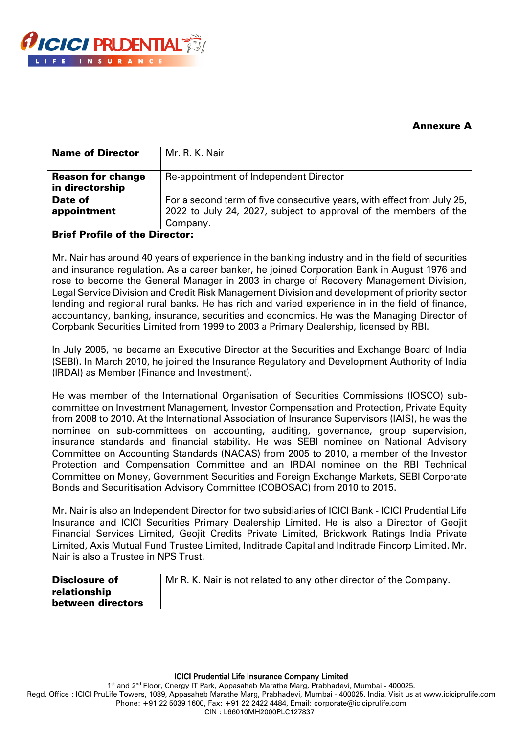**Annexure A**

| **Name of Director** | Mr. R. K. Nair |
|---|---|
| **Reason for change in directorship** | Re-appointment of Independent Director |
| **Date of appointment** | For a second term of five consecutive years, with effect from July 25, 2022 to July 24, 2027, subject to approval of the members of the Company. |

**Brief Profile of the Director:**

Mr. Nair has around 40 years of experience in the banking industry and in the field of securities and insurance regulation. As a career banker, he joined Corporation Bank in August 1976 and rose to become the General Manager in 2003 in charge of Recovery Management Division, Legal Service Division and Credit Risk Management Division and development of priority sector lending and regional rural banks. He has rich and varied experience in in the field of finance, accountancy, banking, insurance, securities and economics. He was the Managing Director of Corpbank Securities Limited from 1999 to 2003 a Primary Dealership, licensed by RBI.

In July 2005, he became an Executive Director at the Securities and Exchange Board of India (SEBI). In March 2010, he joined the Insurance Regulatory and Development Authority of India (IRDAI) as Member (Finance and Investment).

He was member of the International Organisation of Securities Commissions (IOSCO) sub-committee on Investment Management, Investor Compensation and Protection, Private Equity from 2008 to 2010. At the International Association of Insurance Supervisors (IAIS), he was the nominee on sub-committees on accounting, auditing, governance, group supervision, insurance standards and financial stability. He was SEBI nominee on National Advisory Committee on Accounting Standards (NACAS) from 2005 to 2010, a member of the Investor Protection and Compensation Committee and an IRDAI nominee on the RBI Technical Committee on Money, Government Securities and Foreign Exchange Markets, SEBI Corporate Bonds and Securitisation Advisory Committee (COBOSAC) from 2010 to 2015.

Mr. Nair is also an Independent Director for two subsidiaries of ICICI Bank - ICICI Prudential Life Insurance and ICICI Securities Primary Dealership Limited. He is also a Director of Geojit Financial Services Limited, Geojit Credits Private Limited, Brickwork Ratings India Private Limited, Axis Mutual Fund Trustee Limited, Inditrade Capital and Inditrade Fincorp Limited. Mr. Nair is also a Trustee in NPS Trust.

| **Disclosure of relationship between directors** | Mr R. K. Nair is not related to any other director of the Company. |
|---|---|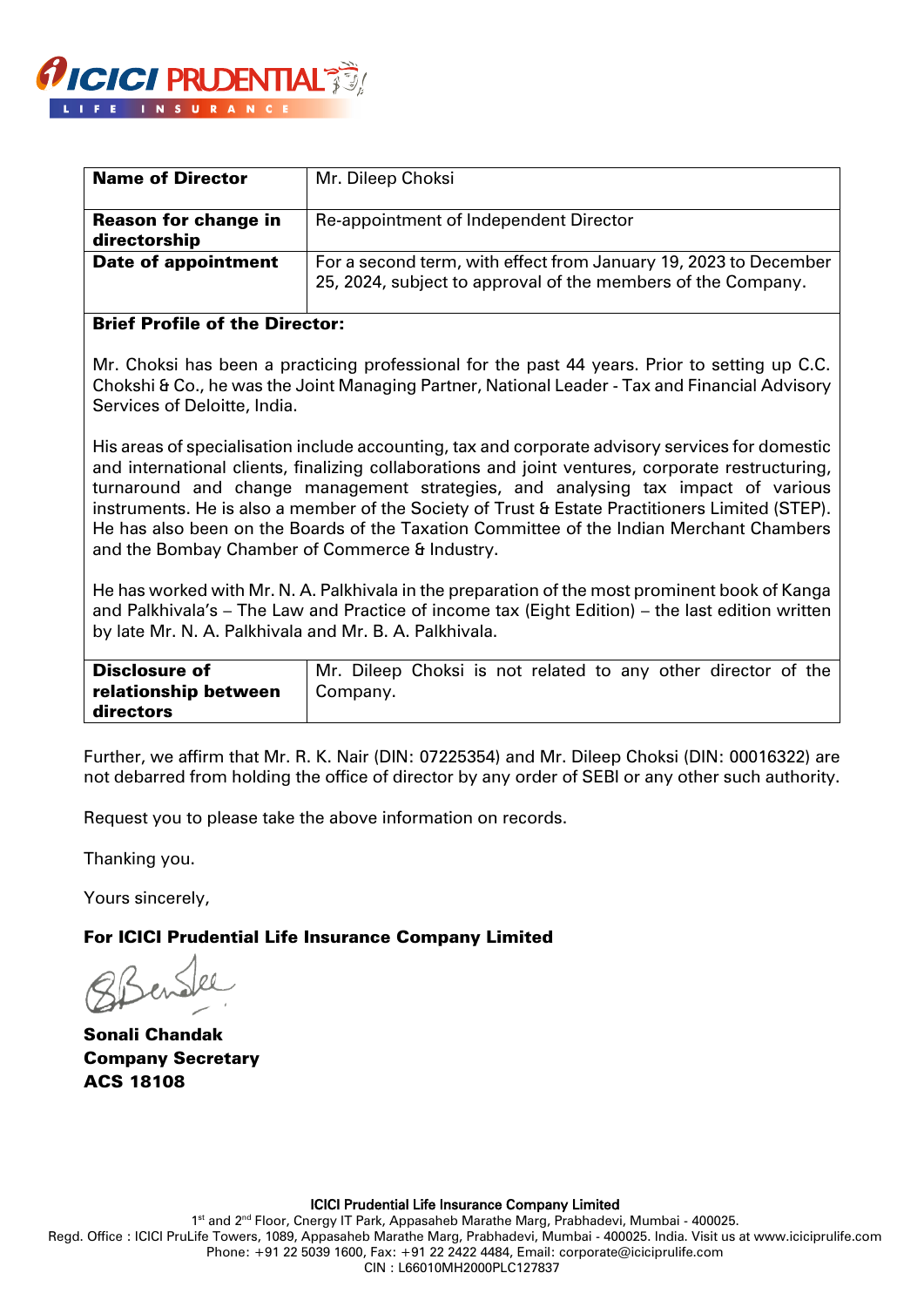| | |
|---|---|
| **Name of Director** | Mr. Dileep Choksi |
| **Reason for change in directorship** | Re-appointment of Independent Director |
| **Date of appointment** | For a second term, with effect from January 19, 2023 to December 25, 2024, subject to approval of the members of the Company. |

**Brief Profile of the Director:**

Mr. Choksi has been a practicing professional for the past 44 years. Prior to setting up C.C. Chokshi & Co., he was the Joint Managing Partner, National Leader - Tax and Financial Advisory Services of Deloitte, India.

His areas of specialisation include accounting, tax and corporate advisory services for domestic and international clients, finalizing collaborations and joint ventures, corporate restructuring, turnaround and change management strategies, and analysing tax impact of various instruments. He is also a member of the Society of Trust & Estate Practitioners Limited (STEP). He has also been on the Boards of the Taxation Committee of the Indian Merchant Chambers and the Bombay Chamber of Commerce & Industry.

He has worked with Mr. N. A. Palkhivala in the preparation of the most prominent book of Kanga and Palkhivala's – The Law and Practice of income tax (Eight Edition) – the last edition written by late Mr. N. A. Palkhivala and Mr. B. A. Palkhivala.

| | |
|---|---|
| **Disclosure of relationship between directors** | Mr. Dileep Choksi is not related to any other director of the Company. |

Further, we affirm that Mr. R. K. Nair (DIN: 07225354) and Mr. Dileep Choksi (DIN: 00016322) are not debarred from holding the office of director by any order of SEBI or any other such authority.

Request you to please take the above information on records.

Thanking you.

Yours sincerely,

**For ICICI Prudential Life Insurance Company Limited**

**Sonali Chandak**
**Company Secretary**
**ACS 18108**